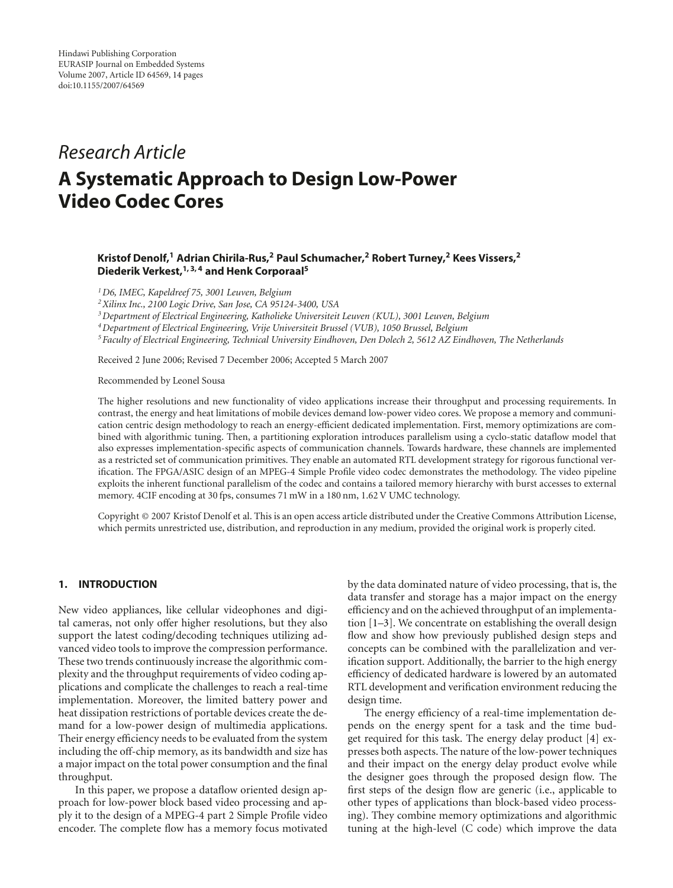Hindawi Publishing Corporation
EURASIP Journal on Embedded Systems
Volume 2007, Article ID 64569, 14 pages
doi:10.1155/2007/64569

*Research Article*

# A Systematic Approach to Design Low-Power Video Codec Cores

**Kristof Denolf,[1] Adrian Chirila-Rus,[2] Paul Schumacher,[2] Robert Turney,[2] Kees Vissers,[2] Diederik Verkest,[1,3,4] and Henk Corporaal[5]**

[1] *D6, IMEC, Kapeldreef 75, 3001 Leuven, Belgium*
[2] *Xilinx Inc., 2100 Logic Drive, San Jose, CA 95124-3400, USA*
[3] *Department of Electrical Engineering, Katholieke Universiteit Leuven (KUL), 3001 Leuven, Belgium*
[4] *Department of Electrical Engineering, Vrije Universiteit Brussel (VUB), 1050 Brussel, Belgium*
[5] *Faculty of Electrical Engineering, Technical University Eindhoven, Den Dolech 2, 5612 AZ Eindhoven, The Netherlands*

Received 2 June 2006; Revised 7 December 2006; Accepted 5 March 2007

Recommended by Leonel Sousa

The higher resolutions and new functionality of video applications increase their throughput and processing requirements. In contrast, the energy and heat limitations of mobile devices demand low-power video cores. We propose a memory and communication centric design methodology to reach an energy-efficient dedicated implementation. First, memory optimizations are combined with algorithmic tuning. Then, a partitioning exploration introduces parallelism using a cyclo-static dataflow model that also expresses implementation-specific aspects of communication channels. Towards hardware, these channels are implemented as a restricted set of communication primitives. They enable an automated RTL development strategy for rigorous functional verification. The FPGA/ASIC design of an MPEG-4 Simple Profile video codec demonstrates the methodology. The video pipeline exploits the inherent functional parallelism of the codec and contains a tailored memory hierarchy with burst accesses to external memory. 4CIF encoding at 30 fps, consumes 71 mW in a 180 nm, 1.62 V UMC technology.

Copyright © 2007 Kristof Denolf et al. This is an open access article distributed under the Creative Commons Attribution License, which permits unrestricted use, distribution, and reproduction in any medium, provided the original work is properly cited.

## 1. INTRODUCTION

New video appliances, like cellular videophones and digital cameras, not only offer higher resolutions, but they also support the latest coding/decoding techniques utilizing advanced video tools to improve the compression performance. These two trends continuously increase the algorithmic complexity and the throughput requirements of video coding applications and complicate the challenges to reach a real-time implementation. Moreover, the limited battery power and heat dissipation restrictions of portable devices create the demand for a low-power design of multimedia applications. Their energy efficiency needs to be evaluated from the system including the off-chip memory, as its bandwidth and size has a major impact on the total power consumption and the final throughput.

In this paper, we propose a dataflow oriented design approach for low-power block based video processing and apply it to the design of a MPEG-4 part 2 Simple Profile video encoder. The complete flow has a memory focus motivated by the data dominated nature of video processing, that is, the data transfer and storage has a major impact on the energy efficiency and on the achieved throughput of an implementation [1–3]. We concentrate on establishing the overall design flow and show how previously published design steps and concepts can be combined with the parallelization and verification support. Additionally, the barrier to the high energy efficiency of dedicated hardware is lowered by an automated RTL development and verification environment reducing the design time.

The energy efficiency of a real-time implementation depends on the energy spent for a task and the time budget required for this task. The energy delay product [4] expresses both aspects. The nature of the low-power techniques and their impact on the energy delay product evolve while the designer goes through the proposed design flow. The first steps of the design flow are generic (i.e., applicable to other types of applications than block-based video processing). They combine memory optimizations and algorithmic tuning at the high-level (C code) which improve the data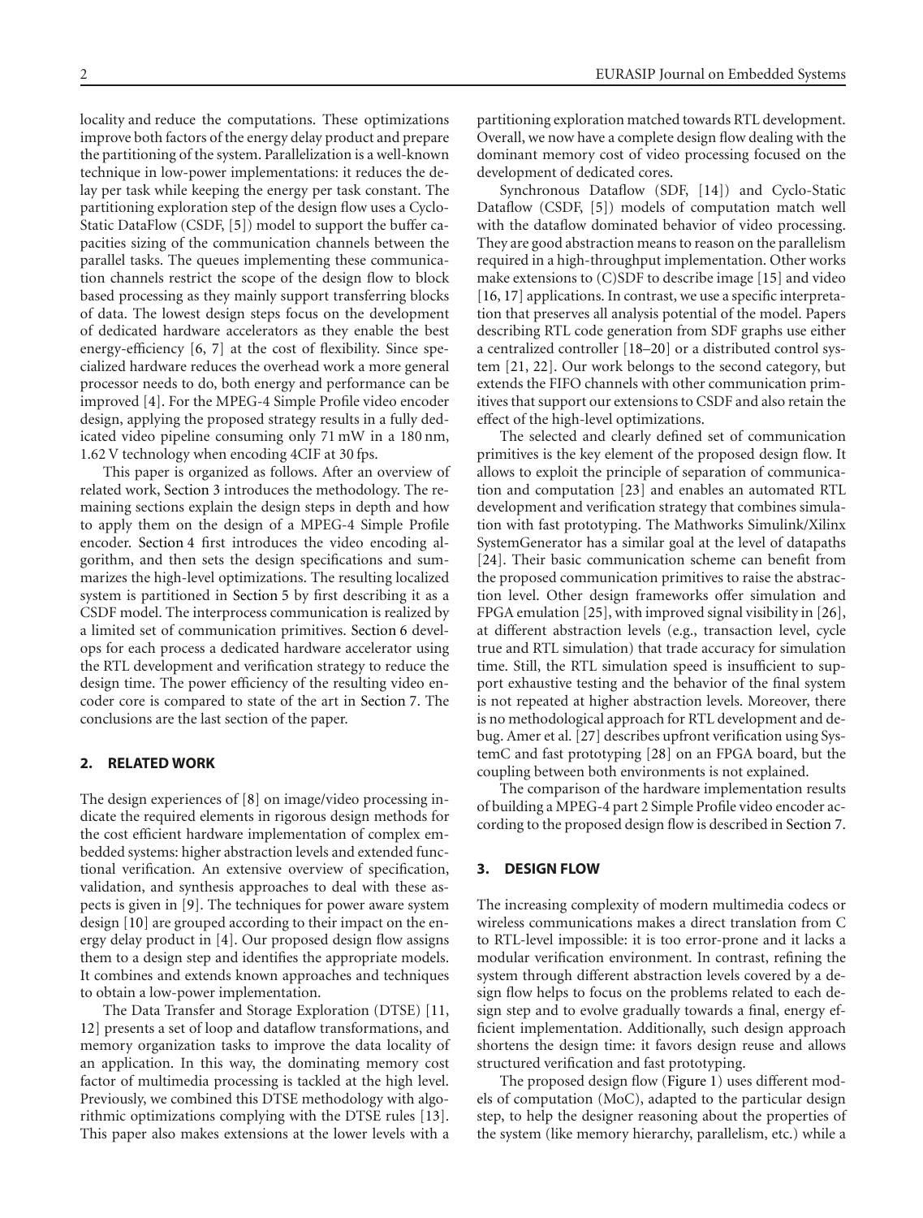locality and reduce the computations. These optimizations improve both factors of the energy delay product and prepare the partitioning of the system. Parallelization is a well-known technique in low-power implementations: it reduces the delay per task while keeping the energy per task constant. The partitioning exploration step of the design flow uses a Cyclo-Static DataFlow (CSDF, [5]) model to support the buffer capacities sizing of the communication channels between the parallel tasks. The queues implementing these communication channels restrict the scope of the design flow to block based processing as they mainly support transferring blocks of data. The lowest design steps focus on the development of dedicated hardware accelerators as they enable the best energy-efficiency [6, 7] at the cost of flexibility. Since specialized hardware reduces the overhead work a more general processor needs to do, both energy and performance can be improved [4]. For the MPEG-4 Simple Profile video encoder design, applying the proposed strategy results in a fully dedicated video pipeline consuming only 71 mW in a 180 nm, 1.62 V technology when encoding 4CIF at 30 fps.

This paper is organized as follows. After an overview of related work, Section 3 introduces the methodology. The remaining sections explain the design steps in depth and how to apply them on the design of a MPEG-4 Simple Profile encoder. Section 4 first introduces the video encoding algorithm, and then sets the design specifications and summarizes the high-level optimizations. The resulting localized system is partitioned in Section 5 by first describing it as a CSDF model. The interprocess communication is realized by a limited set of communication primitives. Section 6 develops for each process a dedicated hardware accelerator using the RTL development and verification strategy to reduce the design time. The power efficiency of the resulting video encoder core is compared to state of the art in Section 7. The conclusions are the last section of the paper.

## 2. RELATED WORK

The design experiences of [8] on image/video processing indicate the required elements in rigorous design methods for the cost efficient hardware implementation of complex embedded systems: higher abstraction levels and extended functional verification. An extensive overview of specification, validation, and synthesis approaches to deal with these aspects is given in [9]. The techniques for power aware system design [10] are grouped according to their impact on the energy delay product in [4]. Our proposed design flow assigns them to a design step and identifies the appropriate models. It combines and extends known approaches and techniques to obtain a low-power implementation.

The Data Transfer and Storage Exploration (DTSE) [11, 12] presents a set of loop and dataflow transformations, and memory organization tasks to improve the data locality of an application. In this way, the dominating memory cost factor of multimedia processing is tackled at the high level. Previously, we combined this DTSE methodology with algorithmic optimizations complying with the DTSE rules [13]. This paper also makes extensions at the lower levels with a partitioning exploration matched towards RTL development. Overall, we now have a complete design flow dealing with the dominant memory cost of video processing focused on the development of dedicated cores.

Synchronous Dataflow (SDF, [14]) and Cyclo-Static Dataflow (CSDF, [5]) models of computation match well with the dataflow dominated behavior of video processing. They are good abstraction means to reason on the parallelism required in a high-throughput implementation. Other works make extensions to (C)SDF to describe image [15] and video [16, 17] applications. In contrast, we use a specific interpretation that preserves all analysis potential of the model. Papers describing RTL code generation from SDF graphs use either a centralized controller [18–20] or a distributed control system [21, 22]. Our work belongs to the second category, but extends the FIFO channels with other communication primitives that support our extensions to CSDF and also retain the effect of the high-level optimizations.

The selected and clearly defined set of communication primitives is the key element of the proposed design flow. It allows to exploit the principle of separation of communication and computation [23] and enables an automated RTL development and verification strategy that combines simulation with fast prototyping. The Mathworks Simulink/Xilinx SystemGenerator has a similar goal at the level of datapaths [24]. Their basic communication scheme can benefit from the proposed communication primitives to raise the abstraction level. Other design frameworks offer simulation and FPGA emulation [25], with improved signal visibility in [26], at different abstraction levels (e.g., transaction level, cycle true and RTL simulation) that trade accuracy for simulation time. Still, the RTL simulation speed is insufficient to support exhaustive testing and the behavior of the final system is not repeated at higher abstraction levels. Moreover, there is no methodological approach for RTL development and debug. Amer et al. [27] describes upfront verification using SystemC and fast prototyping [28] on an FPGA board, but the coupling between both environments is not explained.

The comparison of the hardware implementation results of building a MPEG-4 part 2 Simple Profile video encoder according to the proposed design flow is described in Section 7.

## 3. DESIGN FLOW

The increasing complexity of modern multimedia codecs or wireless communications makes a direct translation from C to RTL-level impossible: it is too error-prone and it lacks a modular verification environment. In contrast, refining the system through different abstraction levels covered by a design flow helps to focus on the problems related to each design step and to evolve gradually towards a final, energy efficient implementation. Additionally, such design approach shortens the design time: it favors design reuse and allows structured verification and fast prototyping.

The proposed design flow (Figure 1) uses different models of computation (MoC), adapted to the particular design step, to help the designer reasoning about the properties of the system (like memory hierarchy, parallelism, etc.) while a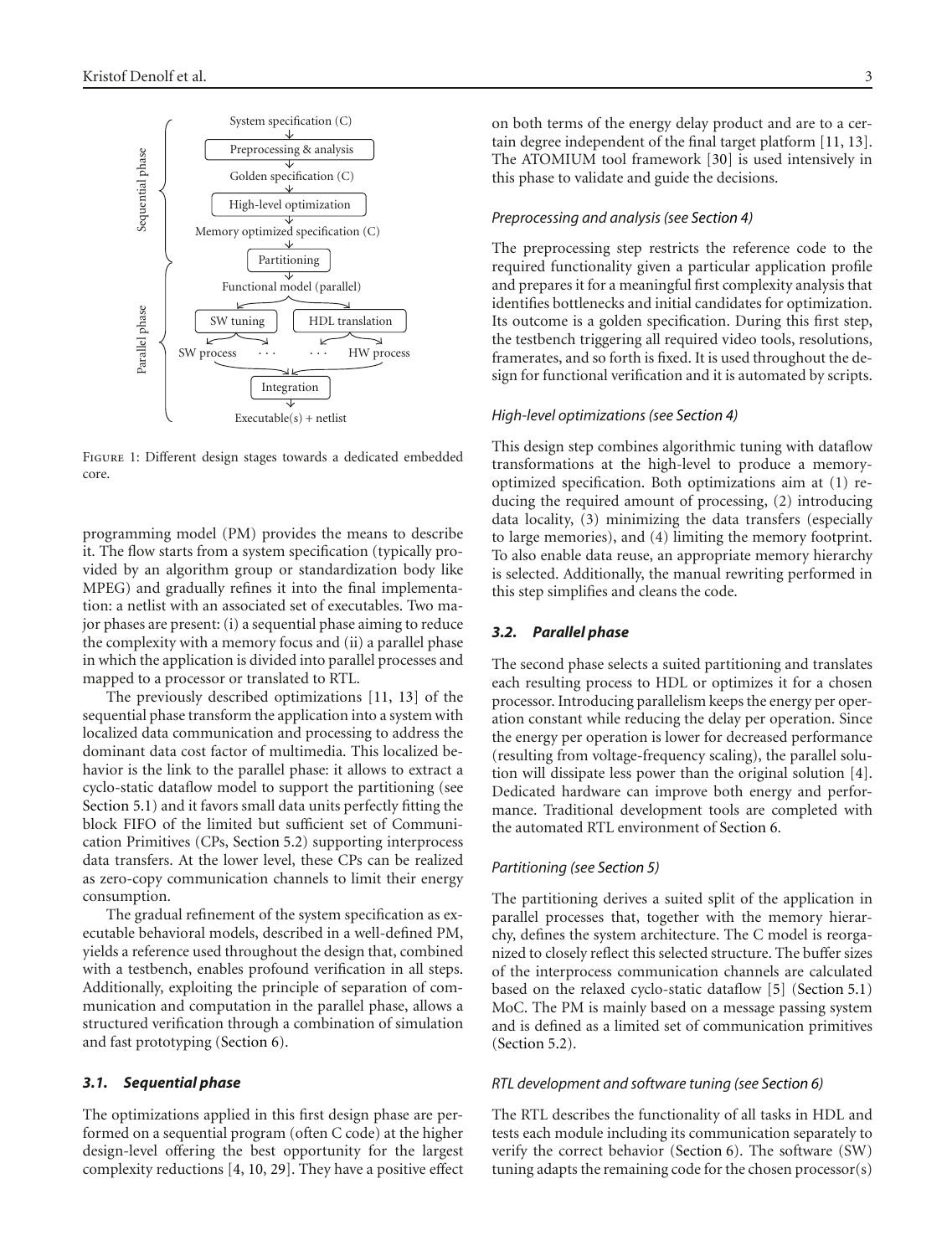Figure 1: Different design stages towards a dedicated embedded core.

programming model (PM) provides the means to describe it. The flow starts from a system specification (typically provided by an algorithm group or standardization body like MPEG) and gradually refines it into the final implementation: a netlist with an associated set of executables. Two major phases are present: (i) a sequential phase aiming to reduce the complexity with a memory focus and (ii) a parallel phase in which the application is divided into parallel processes and mapped to a processor or translated to RTL.

The previously described optimizations [11, 13] of the sequential phase transform the application into a system with localized data communication and processing to address the dominant data cost factor of multimedia. This localized behavior is the link to the parallel phase: it allows to extract a cyclo-static dataflow model to support the partitioning (see Section 5.1) and it favors small data units perfectly fitting the block FIFO of the limited but sufficient set of Communication Primitives (CPs, Section 5.2) supporting interprocess data transfers. At the lower level, these CPs can be realized as zero-copy communication channels to limit their energy consumption.

The gradual refinement of the system specification as executable behavioral models, described in a well-defined PM, yields a reference used throughout the design that, combined with a testbench, enables profound verification in all steps. Additionally, exploiting the principle of separation of communication and computation in the parallel phase, allows a structured verification through a combination of simulation and fast prototyping (Section 6).

### 3.1. Sequential phase

The optimizations applied in this first design phase are performed on a sequential program (often C code) at the higher design-level offering the best opportunity for the largest complexity reductions [4, 10, 29]. They have a positive effect on both terms of the energy delay product and are to a certain degree independent of the final target platform [11, 13]. The ATOMIUM tool framework [30] is used intensively in this phase to validate and guide the decisions.

*Preprocessing and analysis (see Section 4)*

The preprocessing step restricts the reference code to the required functionality given a particular application profile and prepares it for a meaningful first complexity analysis that identifies bottlenecks and initial candidates for optimization. Its outcome is a golden specification. During this first step, the testbench triggering all required video tools, resolutions, framerates, and so forth is fixed. It is used throughout the design for functional verification and it is automated by scripts.

*High-level optimizations (see Section 4)*

This design step combines algorithmic tuning with dataflow transformations at the high-level to produce a memory-optimized specification. Both optimizations aim at (1) reducing the required amount of processing, (2) introducing data locality, (3) minimizing the data transfers (especially to large memories), and (4) limiting the memory footprint. To also enable data reuse, an appropriate memory hierarchy is selected. Additionally, the manual rewriting performed in this step simplifies and cleans the code.

### 3.2. Parallel phase

The second phase selects a suited partitioning and translates each resulting process to HDL or optimizes it for a chosen processor. Introducing parallelism keeps the energy per operation constant while reducing the delay per operation. Since the energy per operation is lower for decreased performance (resulting from voltage-frequency scaling), the parallel solution will dissipate less power than the original solution [4]. Dedicated hardware can improve both energy and performance. Traditional development tools are completed with the automated RTL environment of Section 6.

*Partitioning (see Section 5)*

The partitioning derives a suited split of the application in parallel processes that, together with the memory hierarchy, defines the system architecture. The C model is reorganized to closely reflect this selected structure. The buffer sizes of the interprocess communication channels are calculated based on the relaxed cyclo-static dataflow [5] (Section 5.1) MoC. The PM is mainly based on a message passing system and is defined as a limited set of communication primitives (Section 5.2).

*RTL development and software tuning (see Section 6)*

The RTL describes the functionality of all tasks in HDL and tests each module including its communication separately to verify the correct behavior (Section 6). The software (SW) tuning adapts the remaining code for the chosen processor(s)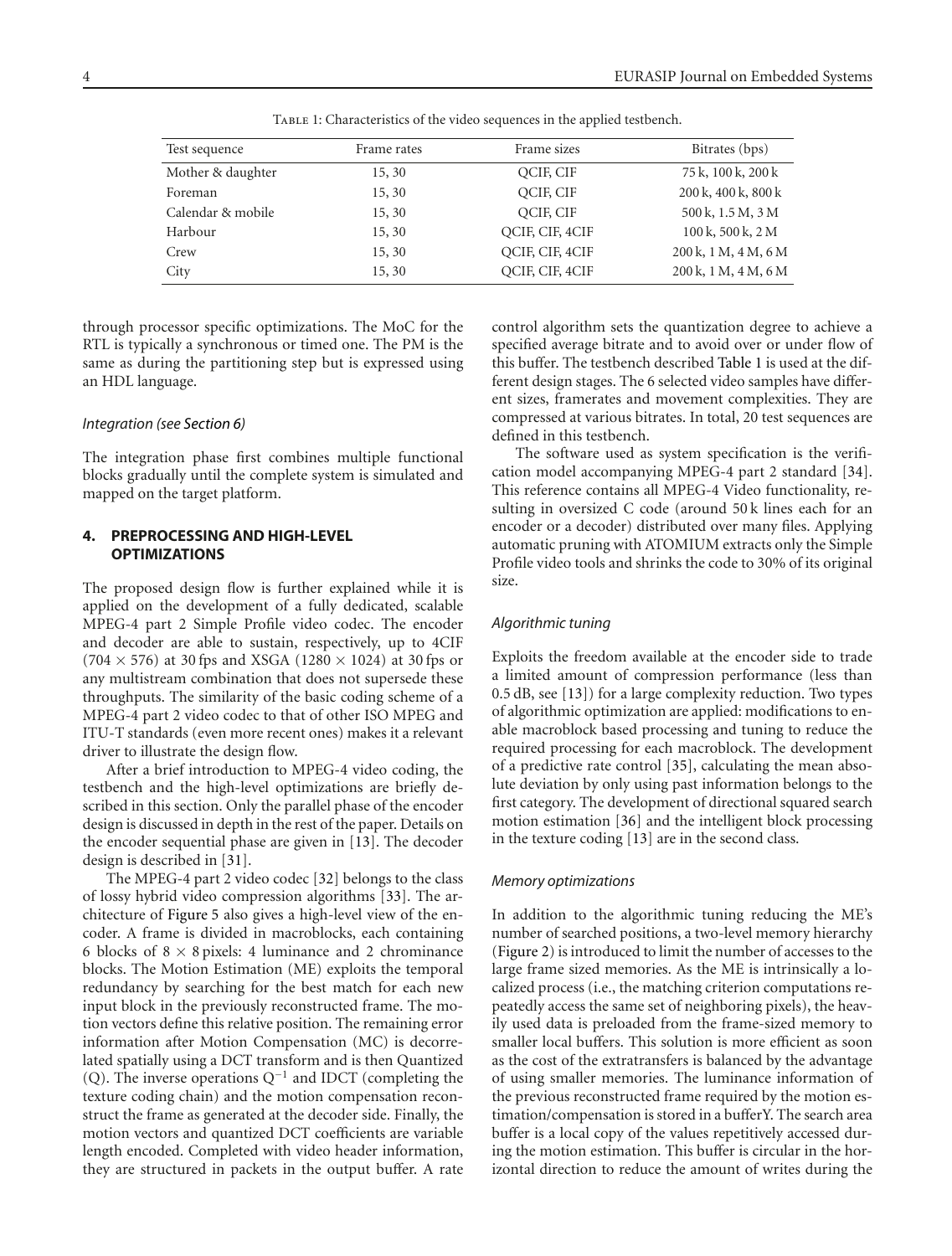Table 1: Characteristics of the video sequences in the applied testbench.

| Test sequence | Frame rates | Frame sizes | Bitrates (bps) |
|---|---|---|---|
| Mother & daughter | 15, 30 | QCIF, CIF | 75 k, 100 k, 200 k |
| Foreman | 15, 30 | QCIF, CIF | 200 k, 400 k, 800 k |
| Calendar & mobile | 15, 30 | QCIF, CIF | 500 k, 1.5 M, 3 M |
| Harbour | 15, 30 | QCIF, CIF, 4CIF | 100 k, 500 k, 2 M |
| Crew | 15, 30 | QCIF, CIF, 4CIF | 200 k, 1 M, 4 M, 6 M |
| City | 15, 30 | QCIF, CIF, 4CIF | 200 k, 1 M, 4 M, 6 M |

through processor specific optimizations. The MoC for the RTL is typically a synchronous or timed one. The PM is the same as during the partitioning step but is expressed using an HDL language.

*Integration (see Section 6)*

The integration phase first combines multiple functional blocks gradually until the complete system is simulated and mapped on the target platform.

## 4. PREPROCESSING AND HIGH-LEVEL OPTIMIZATIONS

The proposed design flow is further explained while it is applied on the development of a fully dedicated, scalable MPEG-4 part 2 Simple Profile video codec. The encoder and decoder are able to sustain, respectively, up to 4CIF ($704 \times 576$) at 30 fps and XSGA ($1280 \times 1024$) at 30 fps or any multistream combination that does not supersede these throughputs. The similarity of the basic coding scheme of a MPEG-4 part 2 video codec to that of other ISO MPEG and ITU-T standards (even more recent ones) makes it a relevant driver to illustrate the design flow.

After a brief introduction to MPEG-4 video coding, the testbench and the high-level optimizations are briefly described in this section. Only the parallel phase of the encoder design is discussed in depth in the rest of the paper. Details on the encoder sequential phase are given in [13]. The decoder design is described in [31].

The MPEG-4 part 2 video codec [32] belongs to the class of lossy hybrid video compression algorithms [33]. The architecture of Figure 5 also gives a high-level view of the encoder. A frame is divided in macroblocks, each containing 6 blocks of $8 \times 8$ pixels: 4 luminance and 2 chrominance blocks. The Motion Estimation (ME) exploits the temporal redundancy by searching for the best match for each new input block in the previously reconstructed frame. The motion vectors define this relative position. The remaining error information after Motion Compensation (MC) is decorrelated spatially using a DCT transform and is then Quantized (Q). The inverse operations $Q^{-1}$ and IDCT (completing the texture coding chain) and the motion compensation reconstruct the frame as generated at the decoder side. Finally, the motion vectors and quantized DCT coefficients are variable length encoded. Completed with video header information, they are structured in packets in the output buffer. A rate control algorithm sets the quantization degree to achieve a specified average bitrate and to avoid over or under flow of this buffer. The testbench described Table 1 is used at the different design stages. The 6 selected video samples have different sizes, framerates and movement complexities. They are compressed at various bitrates. In total, 20 test sequences are defined in this testbench.

The software used as system specification is the verification model accompanying MPEG-4 part 2 standard [34]. This reference contains all MPEG-4 Video functionality, resulting in oversized C code (around 50 k lines each for an encoder or a decoder) distributed over many files. Applying automatic pruning with ATOMIUM extracts only the Simple Profile video tools and shrinks the code to 30% of its original size.

*Algorithmic tuning*

Exploits the freedom available at the encoder side to trade a limited amount of compression performance (less than 0.5 dB, see [13]) for a large complexity reduction. Two types of algorithmic optimization are applied: modifications to enable macroblock based processing and tuning to reduce the required processing for each macroblock. The development of a predictive rate control [35], calculating the mean absolute deviation by only using past information belongs to the first category. The development of directional squared search motion estimation [36] and the intelligent block processing in the texture coding [13] are in the second class.

*Memory optimizations*

In addition to the algorithmic tuning reducing the ME's number of searched positions, a two-level memory hierarchy (Figure 2) is introduced to limit the number of accesses to the large frame sized memories. As the ME is intrinsically a localized process (i.e., the matching criterion computations repeatedly access the same set of neighboring pixels), the heavily used data is preloaded from the frame-sized memory to smaller local buffers. This solution is more efficient as soon as the cost of the extratransfers is balanced by the advantage of using smaller memories. The luminance information of the previous reconstructed frame required by the motion estimation/compensation is stored in a bufferY. The search area buffer is a local copy of the values repetitively accessed during the motion estimation. This buffer is circular in the horizontal direction to reduce the amount of writes during the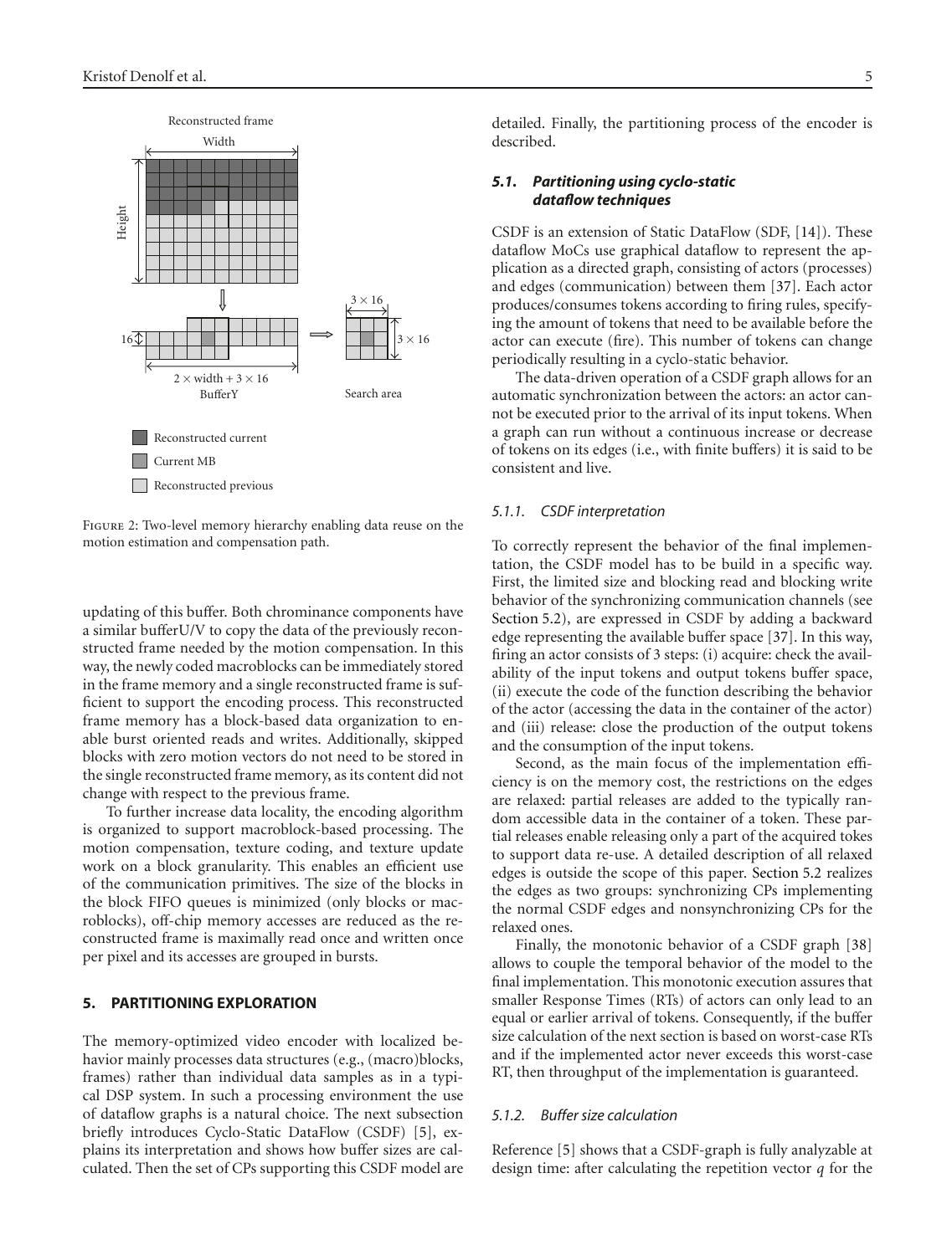Reconstructed frame

Width

Height

16

$2 \times \text{width} + 3 \times 16$

BufferY

$3 \times 16$

$3 \times 16$

Search area

Reconstructed current

Current MB

Reconstructed previous

Figure 2: Two-level memory hierarchy enabling data reuse on the motion estimation and compensation path.

updating of this buffer. Both chrominance components have a similar bufferU/V to copy the data of the previously reconstructed frame needed by the motion compensation. In this way, the newly coded macroblocks can be immediately stored in the frame memory and a single reconstructed frame is sufficient to support the encoding process. This reconstructed frame memory has a block-based data organization to enable burst oriented reads and writes. Additionally, skipped blocks with zero motion vectors do not need to be stored in the single reconstructed frame memory, as its content did not change with respect to the previous frame.

To further increase data locality, the encoding algorithm is organized to support macroblock-based processing. The motion compensation, texture coding, and texture update work on a block granularity. This enables an efficient use of the communication primitives. The size of the blocks in the block FIFO queues is minimized (only blocks or macroblocks), off-chip memory accesses are reduced as the reconstructed frame is maximally read once and written once per pixel and its accesses are grouped in bursts.

## 5. PARTITIONING EXPLORATION

The memory-optimized video encoder with localized behavior mainly processes data structures (e.g., (macro)blocks, frames) rather than individual data samples as in a typical DSP system. In such a processing environment the use of dataflow graphs is a natural choice. The next subsection briefly introduces Cyclo-Static DataFlow (CSDF) [5], explains its interpretation and shows how buffer sizes are calculated. Then the set of CPs supporting this CSDF model are detailed. Finally, the partitioning process of the encoder is described.

### 5.1. *Partitioning using cyclo-static dataflow techniques*

CSDF is an extension of Static DataFlow (SDF, [14]). These dataflow MoCs use graphical dataflow to represent the application as a directed graph, consisting of actors (processes) and edges (communication) between them [37]. Each actor produces/consumes tokens according to firing rules, specifying the amount of tokens that need to be available before the actor can execute (fire). This number of tokens can change periodically resulting in a cyclo-static behavior.

The data-driven operation of a CSDF graph allows for an automatic synchronization between the actors: an actor cannot be executed prior to the arrival of its input tokens. When a graph can run without a continuous increase or decrease of tokens on its edges (i.e., with finite buffers) it is said to be consistent and live.

#### *5.1.1. CSDF interpretation*

To correctly represent the behavior of the final implementation, the CSDF model has to be build in a specific way. First, the limited size and blocking read and blocking write behavior of the synchronizing communication channels (see Section 5.2), are expressed in CSDF by adding a backward edge representing the available buffer space [37]. In this way, firing an actor consists of 3 steps: (i) acquire: check the availability of the input tokens and output tokens buffer space, (ii) execute the code of the function describing the behavior of the actor (accessing the data in the container of the actor) and (iii) release: close the production of the output tokens and the consumption of the input tokens.

Second, as the main focus of the implementation efficiency is on the memory cost, the restrictions on the edges are relaxed: partial releases are added to the typically random accessible data in the container of a token. These partial releases enable releasing only a part of the acquired tokes to support data re-use. A detailed description of all relaxed edges is outside the scope of this paper. Section 5.2 realizes the edges as two groups: synchronizing CPs implementing the normal CSDF edges and nonsynchronizing CPs for the relaxed ones.

Finally, the monotonic behavior of a CSDF graph [38] allows to couple the temporal behavior of the model to the final implementation. This monotonic execution assures that smaller Response Times (RTs) of actors can only lead to an equal or earlier arrival of tokens. Consequently, if the buffer size calculation of the next section is based on worst-case RTs and if the implemented actor never exceeds this worst-case RT, then throughput of the implementation is guaranteed.

#### *5.1.2. Buffer size calculation*

Reference [5] shows that a CSDF-graph is fully analyzable at design time: after calculating the repetition vector $q$ for the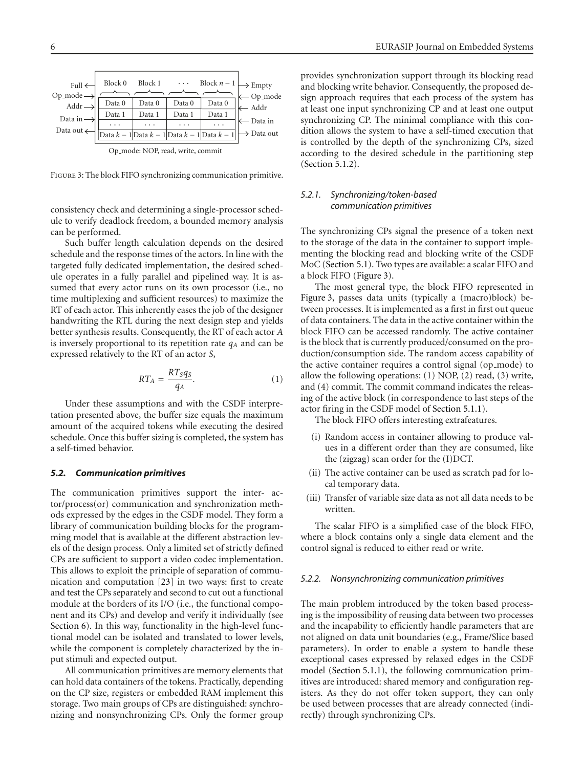Full ← Op_mode → Addr → Data in → Data out ←

Block 0 Block 1 · · · Block $n-1$

Data 0 Data 1 · · · Data $k-1$

→ Empty ← Op_mode ← Addr ← Data in → Data out

Op_mode: NOP, read, write, commit

Figure 3: The block FIFO synchronizing communication primitive.

consistency check and determining a single-processor schedule to verify deadlock freedom, a bounded memory analysis can be performed.

Such buffer length calculation depends on the desired schedule and the response times of the actors. In line with the targeted fully dedicated implementation, the desired schedule operates in a fully parallel and pipelined way. It is assumed that every actor runs on its own processor (i.e., no time multiplexing and sufficient resources) to maximize the RT of each actor. This inherently eases the job of the designer handwriting the RTL during the next design step and yields better synthesis results. Consequently, the RT of each actor $A$ is inversely proportional to its repetition rate $q_A$ and can be expressed relatively to the RT of an actor $S$,

$$RT_A = \frac{RT_S q_S}{q_A}. \tag{1}$$

Under these assumptions and with the CSDF interpretation presented above, the buffer size equals the maximum amount of the acquired tokens while executing the desired schedule. Once this buffer sizing is completed, the system has a self-timed behavior.

### *5.2. Communication primitives*

The communication primitives support the inter- actor/process(or) communication and synchronization methods expressed by the edges in the CSDF model. They form a library of communication building blocks for the programming model that is available at the different abstraction levels of the design process. Only a limited set of strictly defined CPs are sufficient to support a video codec implementation. This allows to exploit the principle of separation of communication and computation [23] in two ways: first to create and test the CPs separately and second to cut out a functional module at the borders of its I/O (i.e., the functional component and its CPs) and develop and verify it individually (see Section 6). In this way, functionality in the high-level functional model can be isolated and translated to lower levels, while the component is completely characterized by the input stimuli and expected output.

All communication primitives are memory elements that can hold data containers of the tokens. Practically, depending on the CP size, registers or embedded RAM implement this storage. Two main groups of CPs are distinguished: synchronizing and nonsynchronizing CPs. Only the former group provides synchronization support through its blocking read and blocking write behavior. Consequently, the proposed design approach requires that each process of the system has at least one input synchronizing CP and at least one output synchronizing CP. The minimal compliance with this condition allows the system to have a self-timed execution that is controlled by the depth of the synchronizing CPs, sized according to the desired schedule in the partitioning step (Section 5.1.2).

#### *5.2.1. Synchronizing/token-based communication primitives*

The synchronizing CPs signal the presence of a token next to the storage of the data in the container to support implementing the blocking read and blocking write of the CSDF MoC (Section 5.1). Two types are available: a scalar FIFO and a block FIFO (Figure 3).

The most general type, the block FIFO represented in Figure 3, passes data units (typically a (macro)block) between processes. It is implemented as a first in first out queue of data containers. The data in the active container within the block FIFO can be accessed randomly. The active container is the block that is currently produced/consumed on the production/consumption side. The random access capability of the active container requires a control signal (op_mode) to allow the following operations: (1) NOP, (2) read, (3) write, and (4) commit. The commit command indicates the releasing of the active block (in correspondence to last steps of the actor firing in the CSDF model of Section 5.1.1).

The block FIFO offers interesting extrafeatures.

(i) Random access in container allowing to produce values in a different order than they are consumed, like the (zigzag) scan order for the (I)DCT.

(ii) The active container can be used as scratch pad for local temporary data.

(iii) Transfer of variable size data as not all data needs to be written.

The scalar FIFO is a simplified case of the block FIFO, where a block contains only a single data element and the control signal is reduced to either read or write.

#### *5.2.2. Nonsynchronizing communication primitives*

The main problem introduced by the token based processing is the impossibility of reusing data between two processes and the incapability to efficiently handle parameters that are not aligned on data unit boundaries (e.g., Frame/Slice based parameters). In order to enable a system to handle these exceptional cases expressed by relaxed edges in the CSDF model (Section 5.1.1), the following communication primitives are introduced: shared memory and configuration registers. As they do not offer token support, they can only be used between processes that are already connected (indirectly) through synchronizing CPs.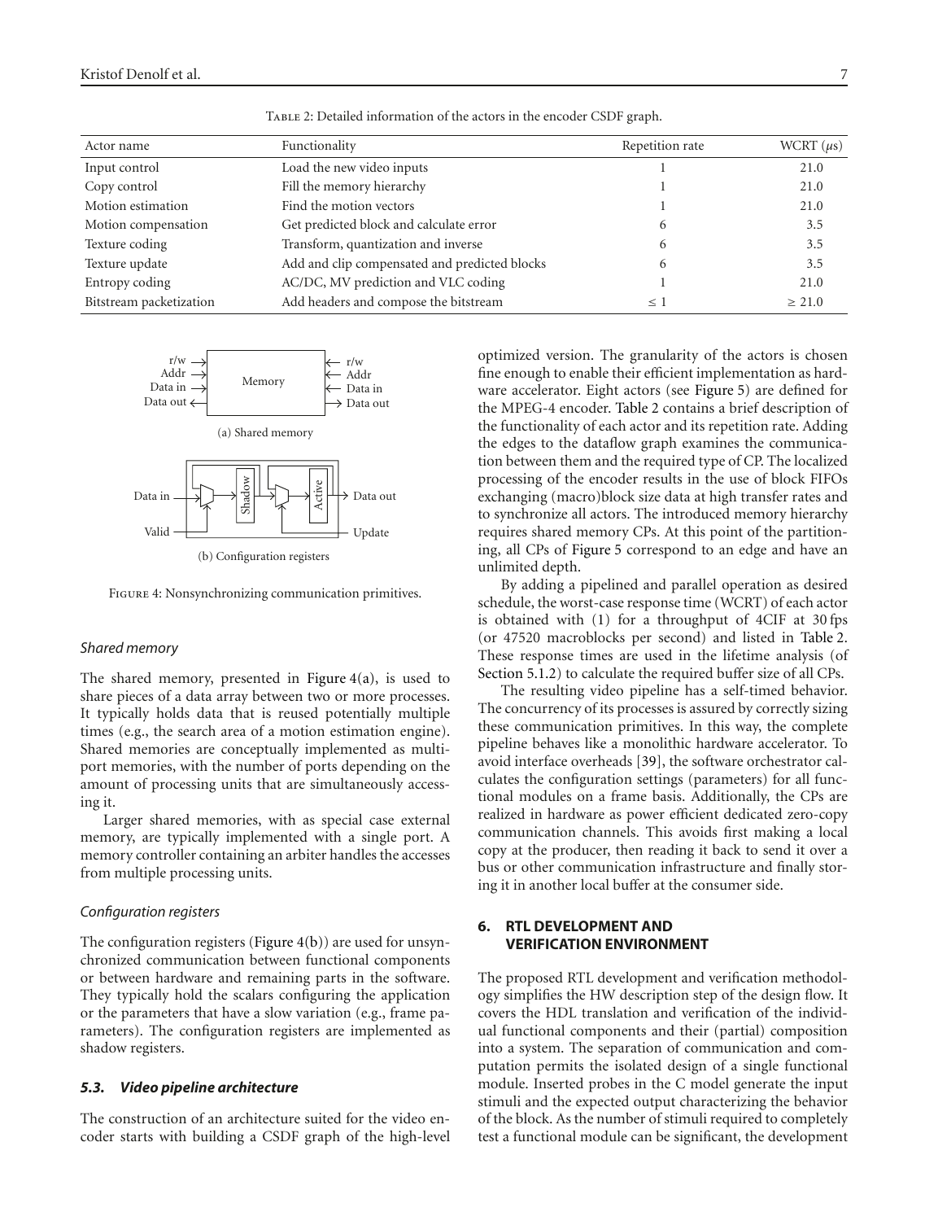Table 2: Detailed information of the actors in the encoder CSDF graph.

| Actor name | Functionality | Repetition rate | WCRT ($\mu$s) |
|---|---|---|---|
| Input control | Load the new video inputs | 1 | 21.0 |
| Copy control | Fill the memory hierarchy | 1 | 21.0 |
| Motion estimation | Find the motion vectors | 1 | 21.0 |
| Motion compensation | Get predicted block and calculate error | 6 | 3.5 |
| Texture coding | Transform, quantization and inverse | 6 | 3.5 |
| Texture update | Add and clip compensated and predicted blocks | 6 | 3.5 |
| Entropy coding | AC/DC, MV prediction and VLC coding | 1 | 21.0 |
| Bitstream packetization | Add headers and compose the bitstream | $\leq 1$ | $\geq 21.0$ |

r/w
Addr
Data in
Data out
Memory
r/w
Addr
Data in
Data out

(a) Shared memory

Data in
Valid
Shadow
Active
Data out
Update

(b) Configuration registers

Figure 4: Nonsynchronizing communication primitives.

*Shared memory*

The shared memory, presented in Figure 4(a), is used to share pieces of a data array between two or more processes. It typically holds data that is reused potentially multiple times (e.g., the search area of a motion estimation engine). Shared memories are conceptually implemented as multiport memories, with the number of ports depending on the amount of processing units that are simultaneously accessing it.

Larger shared memories, with as special case external memory, are typically implemented with a single port. A memory controller containing an arbiter handles the accesses from multiple processing units.

*Configuration registers*

The configuration registers (Figure 4(b)) are used for unsynchronized communication between functional components or between hardware and remaining parts in the software. They typically hold the scalars configuring the application or the parameters that have a slow variation (e.g., frame parameters). The configuration registers are implemented as shadow registers.

### 5.3. Video pipeline architecture

The construction of an architecture suited for the video encoder starts with building a CSDF graph of the high-level optimized version. The granularity of the actors is chosen fine enough to enable their efficient implementation as hardware accelerator. Eight actors (see Figure 5) are defined for the MPEG-4 encoder. Table 2 contains a brief description of the functionality of each actor and its repetition rate. Adding the edges to the dataflow graph examines the communication between them and the required type of CP. The localized processing of the encoder results in the use of block FIFOs exchanging (macro)block size data at high transfer rates and to synchronize all actors. The introduced memory hierarchy requires shared memory CPs. At this point of the partitioning, all CPs of Figure 5 correspond to an edge and have an unlimited depth.

By adding a pipelined and parallel operation as desired schedule, the worst-case response time (WCRT) of each actor is obtained with (1) for a throughput of 4CIF at 30 fps (or 47520 macroblocks per second) and listed in Table 2. These response times are used in the lifetime analysis (of Section 5.1.2) to calculate the required buffer size of all CPs.

The resulting video pipeline has a self-timed behavior. The concurrency of its processes is assured by correctly sizing these communication primitives. In this way, the complete pipeline behaves like a monolithic hardware accelerator. To avoid interface overheads [39], the software orchestrator calculates the configuration settings (parameters) for all functional modules on a frame basis. Additionally, the CPs are realized in hardware as power efficient dedicated zero-copy communication channels. This avoids first making a local copy at the producer, then reading it back to send it over a bus or other communication infrastructure and finally storing it in another local buffer at the consumer side.

## 6. RTL DEVELOPMENT AND VERIFICATION ENVIRONMENT

The proposed RTL development and verification methodology simplifies the HW description step of the design flow. It covers the HDL translation and verification of the individual functional components and their (partial) composition into a system. The separation of communication and computation permits the isolated design of a single functional module. Inserted probes in the C model generate the input stimuli and the expected output characterizing the behavior of the block. As the number of stimuli required to completely test a functional module can be significant, the development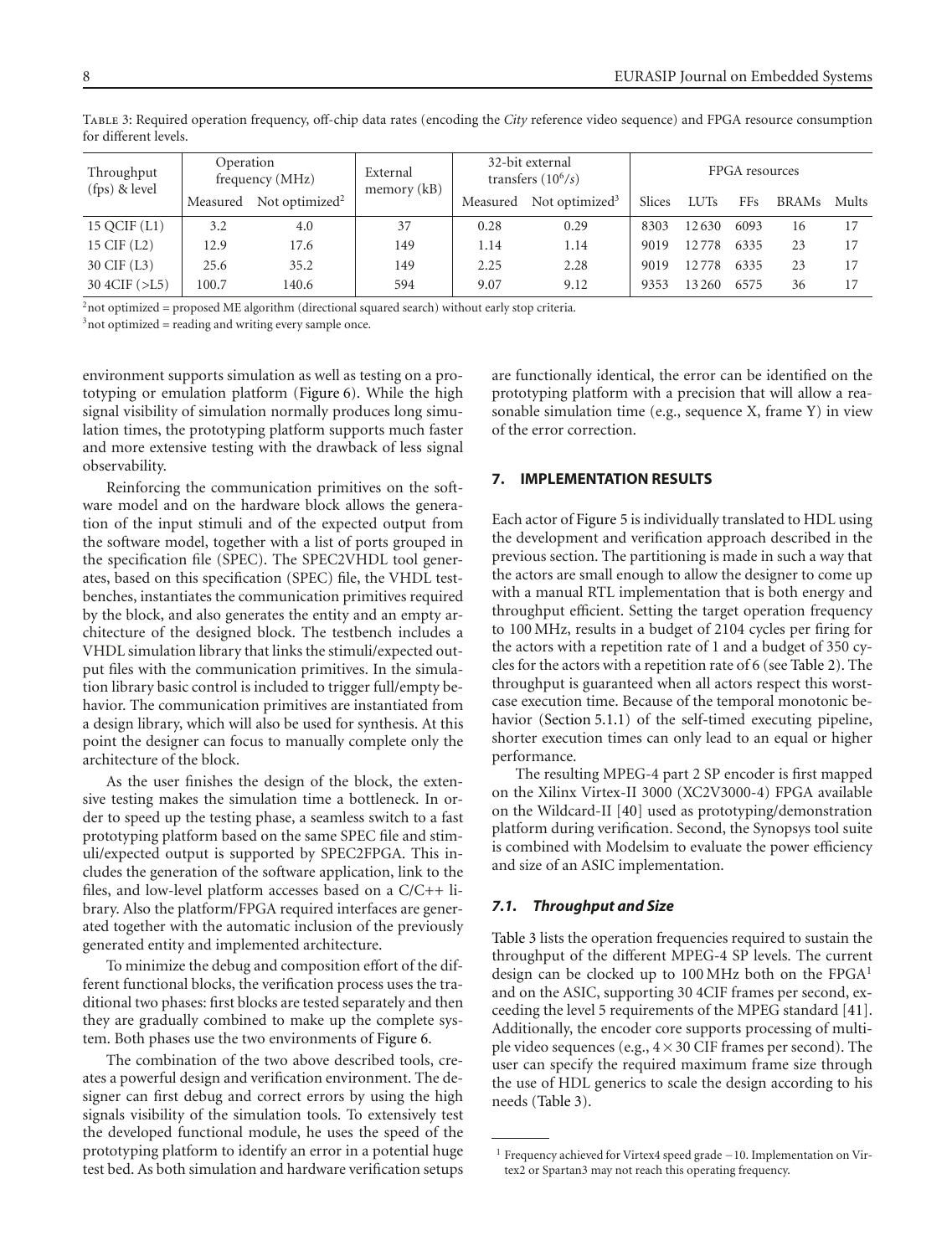Table 3: Required operation frequency, off-chip data rates (encoding the *City* reference video sequence) and FPGA resource consumption for different levels.

| Throughput (fps) & level | Operation frequency (MHz) | | External memory (kB) | 32-bit external transfers ($10^6/s$) | | FPGA resources | | | | |
|---|---|---|---|---|---|---|---|---|---|---|
| | Measured | Not optimized[2] | | Measured | Not optimized[3] | Slices | LUTs | FFs | BRAMs | Mults |
| 15 QCIF (L1) | 3.2 | 4.0 | 37 | 0.28 | 0.29 | 8303 | 12630 | 6093 | 16 | 17 |
| 15 CIF (L2) | 12.9 | 17.6 | 149 | 1.14 | 1.14 | 9019 | 12778 | 6335 | 23 | 17 |
| 30 CIF (L3) | 25.6 | 35.2 | 149 | 2.25 | 2.28 | 9019 | 12778 | 6335 | 23 | 17 |
| 30 4CIF (>L5) | 100.7 | 140.6 | 594 | 9.07 | 9.12 | 9353 | 13260 | 6575 | 36 | 17 |

[2]not optimized = proposed ME algorithm (directional squared search) without early stop criteria.
[3]not optimized = reading and writing every sample once.

environment supports simulation as well as testing on a prototyping or emulation platform (Figure 6). While the high signal visibility of simulation normally produces long simulation times, the prototyping platform supports much faster and more extensive testing with the drawback of less signal observability.

Reinforcing the communication primitives on the software model and on the hardware block allows the generation of the input stimuli and of the expected output from the software model, together with a list of ports grouped in the specification file (SPEC). The SPEC2VHDL tool generates, based on this specification (SPEC) file, the VHDL testbenches, instantiates the communication primitives required by the block, and also generates the entity and an empty architecture of the designed block. The testbench includes a VHDL simulation library that links the stimuli/expected output files with the communication primitives. In the simulation library basic control is included to trigger full/empty behavior. The communication primitives are instantiated from a design library, which will also be used for synthesis. At this point the designer can focus to manually complete only the architecture of the block.

As the user finishes the design of the block, the extensive testing makes the simulation time a bottleneck. In order to speed up the testing phase, a seamless switch to a fast prototyping platform based on the same SPEC file and stimuli/expected output is supported by SPEC2FPGA. This includes the generation of the software application, link to the files, and low-level platform accesses based on a C/C++ library. Also the platform/FPGA required interfaces are generated together with the automatic inclusion of the previously generated entity and implemented architecture.

To minimize the debug and composition effort of the different functional blocks, the verification process uses the traditional two phases: first blocks are tested separately and then they are gradually combined to make up the complete system. Both phases use the two environments of Figure 6.

The combination of the two above described tools, creates a powerful design and verification environment. The designer can first debug and correct errors by using the high signals visibility of the simulation tools. To extensively test the developed functional module, he uses the speed of the prototyping platform to identify an error in a potential huge test bed. As both simulation and hardware verification setups are functionally identical, the error can be identified on the prototyping platform with a precision that will allow a reasonable simulation time (e.g., sequence X, frame Y) in view of the error correction.

## 7. IMPLEMENTATION RESULTS

Each actor of Figure 5 is individually translated to HDL using the development and verification approach described in the previous section. The partitioning is made in such a way that the actors are small enough to allow the designer to come up with a manual RTL implementation that is both energy and throughput efficient. Setting the target operation frequency to 100 MHz, results in a budget of 2104 cycles per firing for the actors with a repetition rate of 1 and a budget of 350 cycles for the actors with a repetition rate of 6 (see Table 2). The throughput is guaranteed when all actors respect this worst-case execution time. Because of the temporal monotonic behavior (Section 5.1.1) of the self-timed executing pipeline, shorter execution times can only lead to an equal or higher performance.

The resulting MPEG-4 part 2 SP encoder is first mapped on the Xilinx Virtex-II 3000 (XC2V3000-4) FPGA available on the Wildcard-II [40] used as prototyping/demonstration platform during verification. Second, the Synopsys tool suite is combined with Modelsim to evaluate the power efficiency and size of an ASIC implementation.

### 7.1. Throughput and Size

Table 3 lists the operation frequencies required to sustain the throughput of the different MPEG-4 SP levels. The current design can be clocked up to 100 MHz both on the FPGA[1] and on the ASIC, supporting 30 4CIF frames per second, exceeding the level 5 requirements of the MPEG standard [41]. Additionally, the encoder core supports processing of multiple video sequences (e.g., $4 \times 30$ CIF frames per second). The user can specify the required maximum frame size through the use of HDL generics to scale the design according to his needs (Table 3).

[1] Frequency achieved for Virtex4 speed grade −10. Implementation on Virtex2 or Spartan3 may not reach this operating frequency.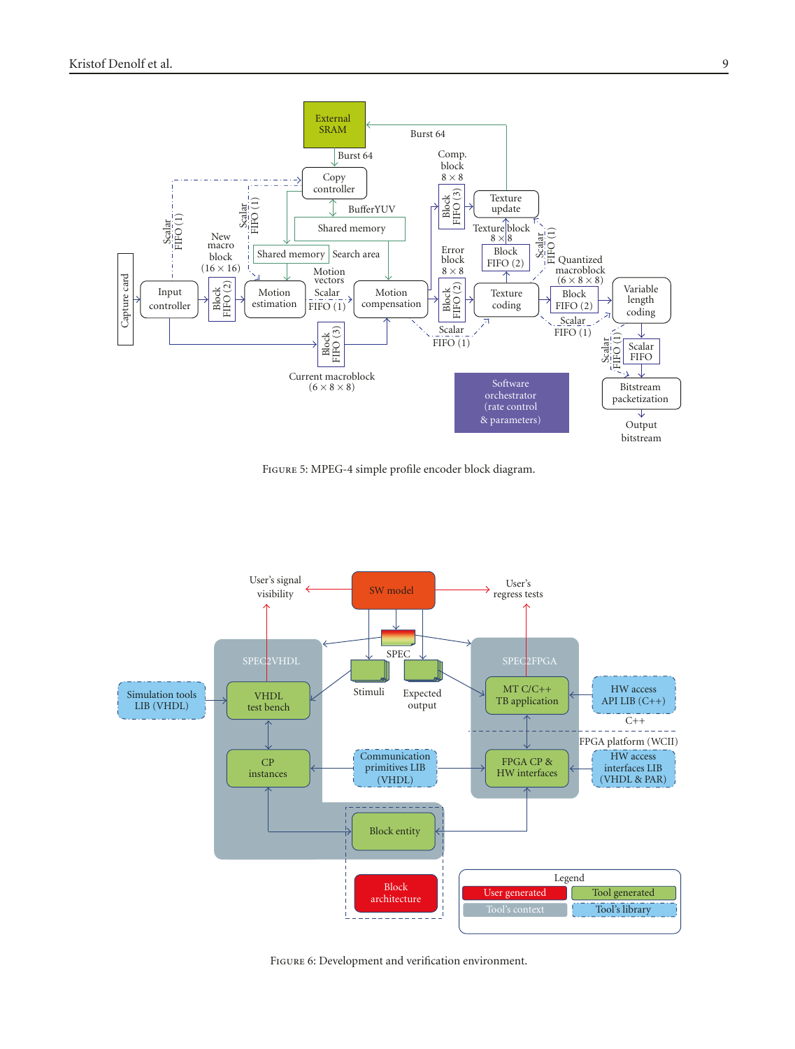External SRAM
Burst 64
Burst 64
Copy controller
BufferYUV
Shared memory
Shared memory
Search area
Scalar FIFO (1)
Scalar FIFO (1)
New macro block (16 × 16)
Capture card
Input controller
Block FIFO (2)
Motion estimation
Motion vectors
Scalar FIFO (1)
Motion compensation
Block FIFO (3)
Current macroblock (6 × 8 × 8)
Comp. block 8 × 8
Block FIFO (3)
Texture update
Texture block 8 × 8
Block FIFO (2)
Error block 8 × 8
Block FIFO (2)
Texture coding
Scalar FIFO (1)
Scalar FIFO (1)
Quantized macroblock (6 × 8 × 8)
Block FIFO (2)
Scalar FIFO (1)
Variable length coding
Scalar FIFO (1)
Scalar FIFO
Bitstream packetization
Output bitstream
Software orchestrator (rate control & parameters)

Figure 5: MPEG-4 simple profile encoder block diagram.

User's signal visibility
SW model
User's regress tests
SPEC
SPEC2VHDL
SPEC2FPGA
Stimuli
Expected output
Simulation tools LIB (VHDL)
VHDL test bench
MT C/C++ TB application
HW access API LIB (C++)
C++
FPGA platform (WCII)
CP instances
Communication primitives LIB (VHDL)
FPGA CP & HW interfaces
HW access interfaces LIB (VHDL & PAR)
Block entity
Block architecture
Legend
User generated
Tool generated
Tool's context
Tool's library

Figure 6: Development and verification environment.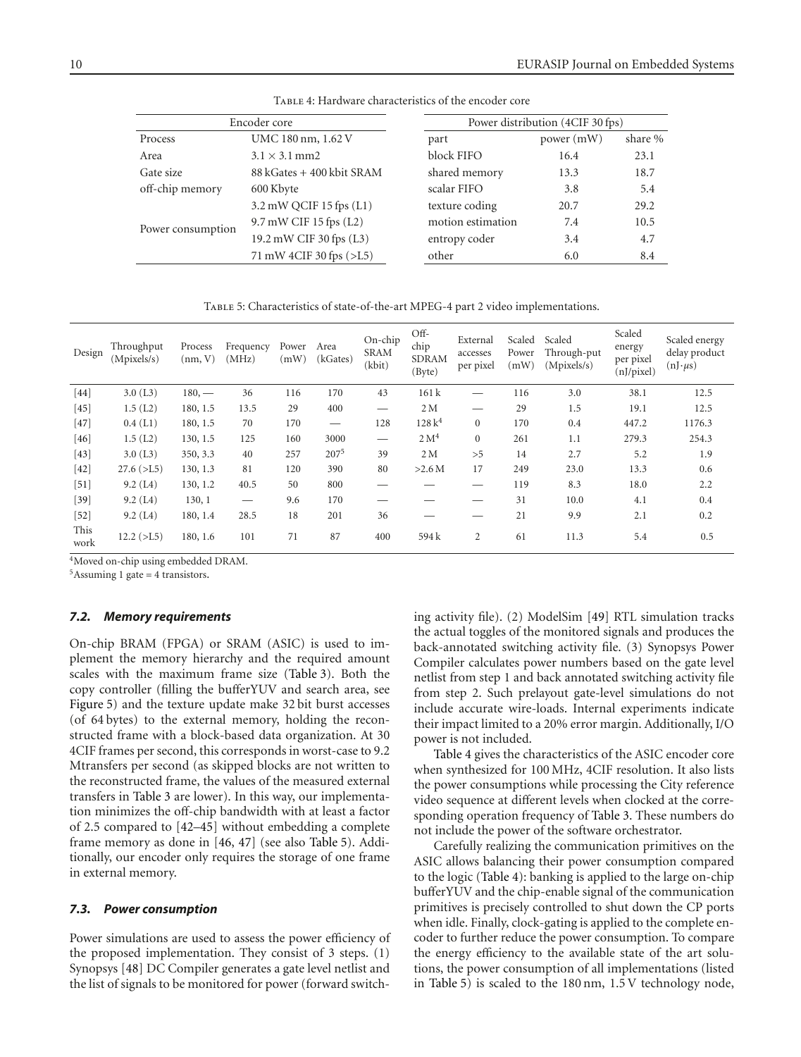Table 4: Hardware characteristics of the encoder core

| Encoder core | | Power distribution (4CIF 30 fps) | | |
|---|---|---|---|---|
| Process | UMC 180 nm, 1.62 V | part | power (mW) | share % |
| Area | 3.1 × 3.1 mm2 | block FIFO | 16.4 | 23.1 |
| Gate size | 88 kGates + 400 kbit SRAM | shared memory | 13.3 | 18.7 |
| off-chip memory | 600 Kbyte | scalar FIFO | 3.8 | 5.4 |
| Power consumption | 3.2 mW QCIF 15 fps (L1) | texture coding | 20.7 | 29.2 |
| | 9.7 mW CIF 15 fps (L2) | motion estimation | 7.4 | 10.5 |
| | 19.2 mW CIF 30 fps (L3) | entropy coder | 3.4 | 4.7 |
| | 71 mW 4CIF 30 fps (>L5) | other | 6.0 | 8.4 |

Table 5: Characteristics of state-of-the-art MPEG-4 part 2 video implementations.

| Design | Throughput (Mpixels/s) | Process (nm, V) | Frequency (MHz) | Power (mW) | Area (kGates) | On-chip SRAM (kbit) | Off-chip SDRAM (Byte) | External accesses per pixel | Scaled Power (mW) | Scaled Through-put (Mpixels/s) | Scaled energy per pixel (nJ/pixel) | Scaled energy delay product (nJ·μs) |
|---|---|---|---|---|---|---|---|---|---|---|---|---|
| [44] | 3.0 (L3) | 180, — | 36 | 116 | 170 | 43 | 161 k | — | 116 | 3.0 | 38.1 | 12.5 |
| [45] | 1.5 (L2) | 180, 1.5 | 13.5 | 29 | 400 | — | 2 M | — | 29 | 1.5 | 19.1 | 12.5 |
| [47] | 0.4 (L1) | 180, 1.5 | 70 | 170 | — | 128 | 128 k[4] | 0 | 170 | 0.4 | 447.2 | 1176.3 |
| [46] | 1.5 (L2) | 130, 1.5 | 125 | 160 | 3000 | — | 2 M[4] | 0 | 261 | 1.1 | 279.3 | 254.3 |
| [43] | 3.0 (L3) | 350, 3.3 | 40 | 257 | 207[5] | 39 | 2 M | >5 | 14 | 2.7 | 5.2 | 1.9 |
| [42] | 27.6 (>L5) | 130, 1.3 | 81 | 120 | 390 | 80 | >2.6 M | 17 | 249 | 23.0 | 13.3 | 0.6 |
| [51] | 9.2 (L4) | 130, 1.2 | 40.5 | 50 | 800 | — | — | — | 119 | 8.3 | 18.0 | 2.2 |
| [39] | 9.2 (L4) | 130, 1 | — | 9.6 | 170 | — | — | — | 31 | 10.0 | 4.1 | 0.4 |
| [52] | 9.2 (L4) | 180, 1.4 | 28.5 | 18 | 201 | 36 | — | — | 21 | 9.9 | 2.1 | 0.2 |
| This work | 12.2 (>L5) | 180, 1.6 | 101 | 71 | 87 | 400 | 594 k | 2 | 61 | 11.3 | 5.4 | 0.5 |

[4]Moved on-chip using embedded DRAM.
[5]Assuming 1 gate = 4 transistors.

### *7.2. Memory requirements*

On-chip BRAM (FPGA) or SRAM (ASIC) is used to implement the memory hierarchy and the required amount scales with the maximum frame size (Table 3). Both the copy controller (filling the bufferYUV and search area, see Figure 5) and the texture update make 32 bit burst accesses (of 64 bytes) to the external memory, holding the reconstructed frame with a block-based data organization. At 30 4CIF frames per second, this corresponds in worst-case to 9.2 Mtransfers per second (as skipped blocks are not written to the reconstructed frame, the values of the measured external transfers in Table 3 are lower). In this way, our implementation minimizes the off-chip bandwidth with at least a factor of 2.5 compared to [42–45] without embedding a complete frame memory as done in [46, 47] (see also Table 5). Additionally, our encoder only requires the storage of one frame in external memory.

### *7.3. Power consumption*

Power simulations are used to assess the power efficiency of the proposed implementation. They consist of 3 steps. (1) Synopsys [48] DC Compiler generates a gate level netlist and the list of signals to be monitored for power (forward switching activity file). (2) ModelSim [49] RTL simulation tracks the actual toggles of the monitored signals and produces the back-annotated switching activity file. (3) Synopsys Power Compiler calculates power numbers based on the gate level netlist from step 1 and back annotated switching activity file from step 2. Such prelayout gate-level simulations do not include accurate wire-loads. Internal experiments indicate their impact limited to a 20% error margin. Additionally, I/O power is not included.

Table 4 gives the characteristics of the ASIC encoder core when synthesized for 100 MHz, 4CIF resolution. It also lists the power consumptions while processing the City reference video sequence at different levels when clocked at the corresponding operation frequency of Table 3. These numbers do not include the power of the software orchestrator.

Carefully realizing the communication primitives on the ASIC allows balancing their power consumption compared to the logic (Table 4): banking is applied to the large on-chip bufferYUV and the chip-enable signal of the communication primitives is precisely controlled to shut down the CP ports when idle. Finally, clock-gating is applied to the complete encoder to further reduce the power consumption. To compare the energy efficiency to the available state of the art solutions, the power consumption of all implementations (listed in Table 5) is scaled to the 180 nm, 1.5 V technology node,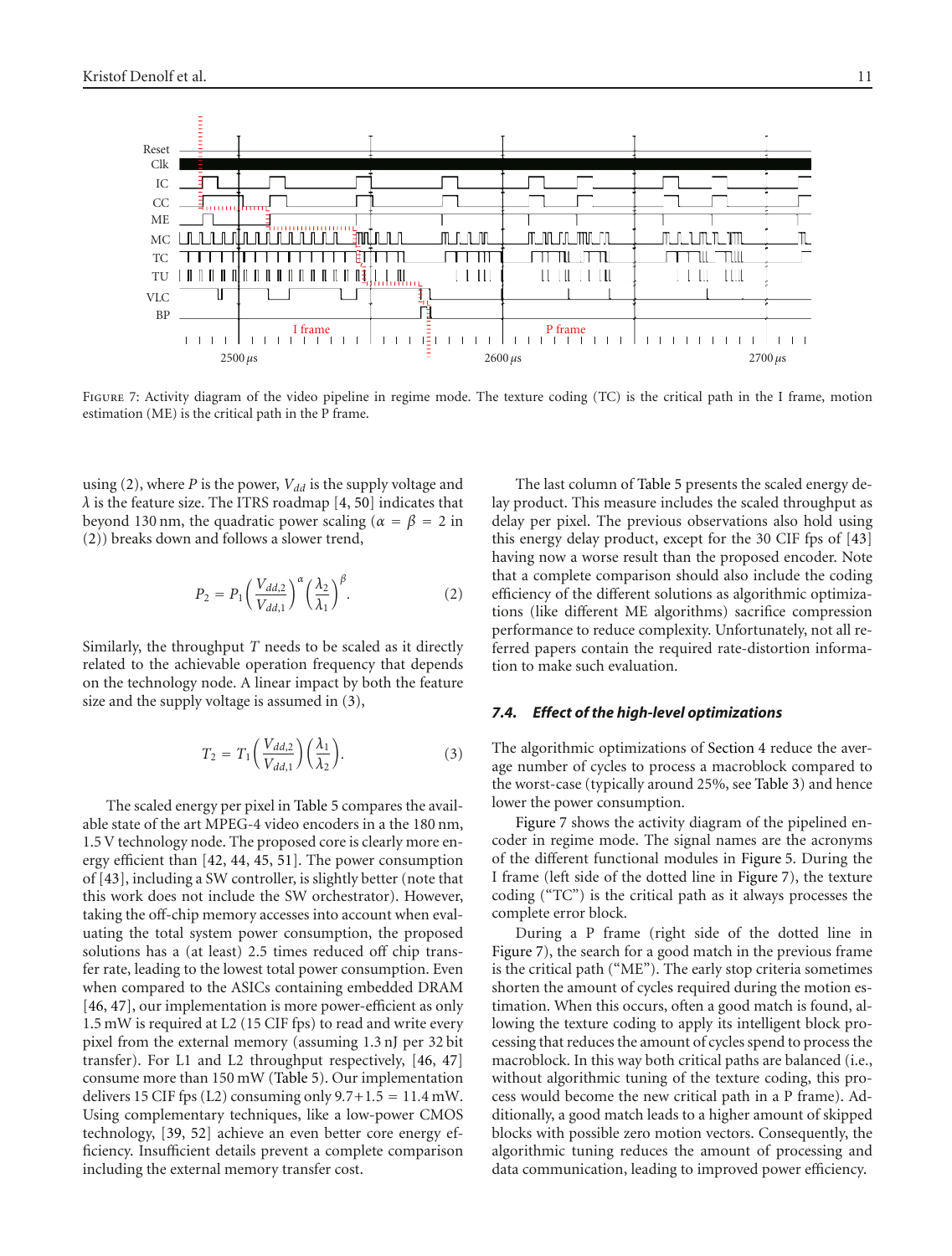Reset
Clk
IC
CC
ME
MC
TC
TU
VLC
BP
I frame
P frame
2500 $\mu$s
2600 $\mu$s
2700 $\mu$s

Figure 7: Activity diagram of the video pipeline in regime mode. The texture coding (TC) is the critical path in the I frame, motion estimation (ME) is the critical path in the P frame.

using (2), where $P$ is the power, $V_{dd}$ is the supply voltage and $\lambda$ is the feature size. The ITRS roadmap [4, 50] indicates that beyond 130 nm, the quadratic power scaling ($\alpha = \beta = 2$ in (2)) breaks down and follows a slower trend,

$$P_2 = P_1 \left( \frac{V_{dd,2}}{V_{dd,1}} \right)^{\alpha} \left( \frac{\lambda_2}{\lambda_1} \right)^{\beta}. \tag{2}$$

Similarly, the throughput $T$ needs to be scaled as it directly related to the achievable operation frequency that depends on the technology node. A linear impact by both the feature size and the supply voltage is assumed in (3),

$$T_2 = T_1 \left( \frac{V_{dd,2}}{V_{dd,1}} \right) \left( \frac{\lambda_1}{\lambda_2} \right). \tag{3}$$

The scaled energy per pixel in Table 5 compares the available state of the art MPEG-4 video encoders in a the 180 nm, 1.5 V technology node. The proposed core is clearly more energy efficient than [42, 44, 45, 51]. The power consumption of [43], including a SW controller, is slightly better (note that this work does not include the SW orchestrator). However, taking the off-chip memory accesses into account when evaluating the total system power consumption, the proposed solutions has a (at least) 2.5 times reduced off chip transfer rate, leading to the lowest total power consumption. Even when compared to the ASICs containing embedded DRAM [46, 47], our implementation is more power-efficient as only 1.5 mW is required at L2 (15 CIF fps) to read and write every pixel from the external memory (assuming 1.3 nJ per 32 bit transfer). For L1 and L2 throughput respectively, [46, 47] consume more than 150 mW (Table 5). Our implementation delivers 15 CIF fps (L2) consuming only 9.7+1.5 = 11.4 mW. Using complementary techniques, like a low-power CMOS technology, [39, 52] achieve an even better core energy efficiency. Insufficient details prevent a complete comparison including the external memory transfer cost.

The last column of Table 5 presents the scaled energy delay product. This measure includes the scaled throughput as delay per pixel. The previous observations also hold using this energy delay product, except for the 30 CIF fps of [43] having now a worse result than the proposed encoder. Note that a complete comparison should also include the coding efficiency of the different solutions as algorithmic optimizations (like different ME algorithms) sacrifice compression performance to reduce complexity. Unfortunately, not all referred papers contain the required rate-distortion information to make such evaluation.

### *7.4. Effect of the high-level optimizations*

The algorithmic optimizations of Section 4 reduce the average number of cycles to process a macroblock compared to the worst-case (typically around 25%, see Table 3) and hence lower the power consumption.

Figure 7 shows the activity diagram of the pipelined encoder in regime mode. The signal names are the acronyms of the different functional modules in Figure 5. During the I frame (left side of the dotted line in Figure 7), the texture coding ("TC") is the critical path as it always processes the complete error block.

During a P frame (right side of the dotted line in Figure 7), the search for a good match in the previous frame is the critical path ("ME"). The early stop criteria sometimes shorten the amount of cycles required during the motion estimation. When this occurs, often a good match is found, allowing the texture coding to apply its intelligent block processing that reduces the amount of cycles spend to process the macroblock. In this way both critical paths are balanced (i.e., without algorithmic tuning of the texture coding, this process would become the new critical path in a P frame). Additionally, a good match leads to a higher amount of skipped blocks with possible zero motion vectors. Consequently, the algorithmic tuning reduces the amount of processing and data communication, leading to improved power efficiency.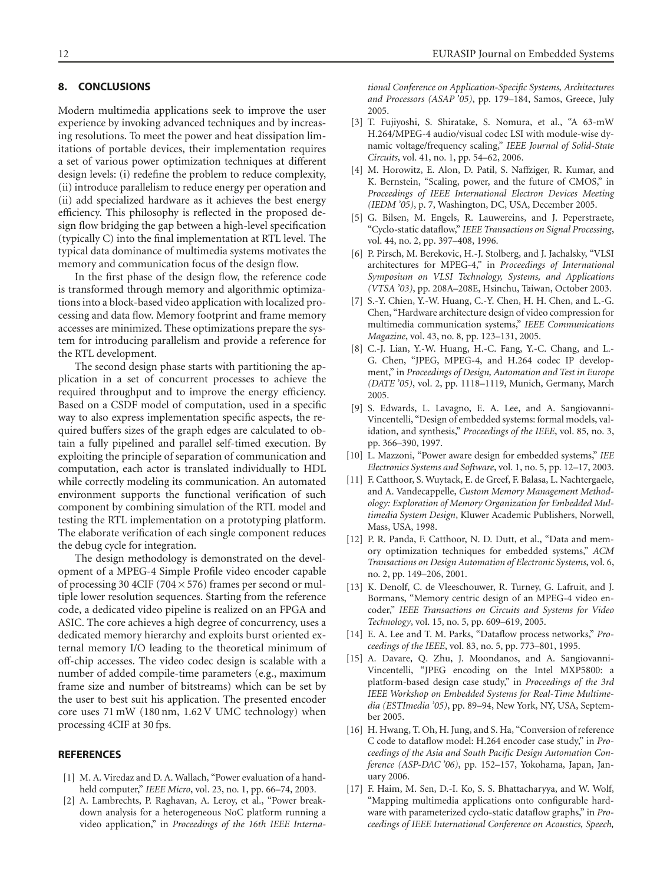## 8. CONCLUSIONS

Modern multimedia applications seek to improve the user experience by invoking advanced techniques and by increasing resolutions. To meet the power and heat dissipation limitations of portable devices, their implementation requires a set of various power optimization techniques at different design levels: (i) redefine the problem to reduce complexity, (ii) introduce parallelism to reduce energy per operation and (ii) add specialized hardware as it achieves the best energy efficiency. This philosophy is reflected in the proposed design flow bridging the gap between a high-level specification (typically C) into the final implementation at RTL level. The typical data dominance of multimedia systems motivates the memory and communication focus of the design flow.

In the first phase of the design flow, the reference code is transformed through memory and algorithmic optimizations into a block-based video application with localized processing and data flow. Memory footprint and frame memory accesses are minimized. These optimizations prepare the system for introducing parallelism and provide a reference for the RTL development.

The second design phase starts with partitioning the application in a set of concurrent processes to achieve the required throughput and to improve the energy efficiency. Based on a CSDF model of computation, used in a specific way to also express implementation specific aspects, the required buffers sizes of the graph edges are calculated to obtain a fully pipelined and parallel self-timed execution. By exploiting the principle of separation of communication and computation, each actor is translated individually to HDL while correctly modeling its communication. An automated environment supports the functional verification of such component by combining simulation of the RTL model and testing the RTL implementation on a prototyping platform. The elaborate verification of each single component reduces the debug cycle for integration.

The design methodology is demonstrated on the development of a MPEG-4 Simple Profile video encoder capable of processing 30 4CIF ($704 \times 576$) frames per second or multiple lower resolution sequences. Starting from the reference code, a dedicated video pipeline is realized on an FPGA and ASIC. The core achieves a high degree of concurrency, uses a dedicated memory hierarchy and exploits burst oriented external memory I/O leading to the theoretical minimum of off-chip accesses. The video codec design is scalable with a number of added compile-time parameters (e.g., maximum frame size and number of bitstreams) which can be set by the user to best suit his application. The presented encoder core uses 71 mW (180 nm, 1.62 V UMC technology) when processing 4CIF at 30 fps.

## REFERENCES

[1] M. A. Viredaz and D. A. Wallach, "Power evaluation of a handheld computer," *IEEE Micro*, vol. 23, no. 1, pp. 66–74, 2003.

[2] A. Lambrechts, P. Raghavan, A. Leroy, et al., "Power breakdown analysis for a heterogeneous NoC platform running a video application," in *Proceedings of the 16th IEEE International Conference on Application-Specific Systems, Architectures and Processors (ASAP '05)*, pp. 179–184, Samos, Greece, July 2005.

[3] T. Fujiyoshi, S. Shiratake, S. Nomura, et al., "A 63-mW H.264/MPEG-4 audio/visual codec LSI with module-wise dynamic voltage/frequency scaling," *IEEE Journal of Solid-State Circuits*, vol. 41, no. 1, pp. 54–62, 2006.

[4] M. Horowitz, E. Alon, D. Patil, S. Naffziger, R. Kumar, and K. Bernstein, "Scaling, power, and the future of CMOS," in *Proceedings of IEEE International Electron Devices Meeting (IEDM '05)*, p. 7, Washington, DC, USA, December 2005.

[5] G. Bilsen, M. Engels, R. Lauwereins, and J. Peperstraete, "Cyclo-static dataflow," *IEEE Transactions on Signal Processing*, vol. 44, no. 2, pp. 397–408, 1996.

[6] P. Pirsch, M. Berekovic, H.-J. Stolberg, and J. Jachalsky, "VLSI architectures for MPEG-4," in *Proceedings of International Symposium on VLSI Technology, Systems, and Applications (VTSA '03)*, pp. 208A–208E, Hsinchu, Taiwan, October 2003.

[7] S.-Y. Chien, Y.-W. Huang, C.-Y. Chen, H. H. Chen, and L.-G. Chen, "Hardware architecture design of video compression for multimedia communication systems," *IEEE Communications Magazine*, vol. 43, no. 8, pp. 123–131, 2005.

[8] C.-J. Lian, Y.-W. Huang, H.-C. Fang, Y.-C. Chang, and L.-G. Chen, "JPEG, MPEG-4, and H.264 codec IP development," in *Proceedings of Design, Automation and Test in Europe (DATE '05)*, vol. 2, pp. 1118–1119, Munich, Germany, March 2005.

[9] S. Edwards, L. Lavagno, E. A. Lee, and A. Sangiovanni-Vincentelli, "Design of embedded systems: formal models, validation, and synthesis," *Proceedings of the IEEE*, vol. 85, no. 3, pp. 366–390, 1997.

[10] L. Mazzoni, "Power aware design for embedded systems," *IEE Electronics Systems and Software*, vol. 1, no. 5, pp. 12–17, 2003.

[11] F. Catthoor, S. Wuytack, E. de Greef, F. Balasa, L. Nachtergaele, and A. Vandecappelle, *Custom Memory Management Methodology: Exploration of Memory Organization for Embedded Multimedia System Design*, Kluwer Academic Publishers, Norwell, Mass, USA, 1998.

[12] P. R. Panda, F. Catthoor, N. D. Dutt, et al., "Data and memory optimization techniques for embedded systems," *ACM Transactions on Design Automation of Electronic Systems*, vol. 6, no. 2, pp. 149–206, 2001.

[13] K. Denolf, C. de Vleeschouwer, R. Turney, G. Lafruit, and J. Bormans, "Memory centric design of an MPEG-4 video encoder," *IEEE Transactions on Circuits and Systems for Video Technology*, vol. 15, no. 5, pp. 609–619, 2005.

[14] E. A. Lee and T. M. Parks, "Dataflow process networks," *Proceedings of the IEEE*, vol. 83, no. 5, pp. 773–801, 1995.

[15] A. Davare, Q. Zhu, J. Moondanos, and A. Sangiovanni-Vincentelli, "JPEG encoding on the Intel MXP5800: a platform-based design case study," in *Proceedings of the 3rd IEEE Workshop on Embedded Systems for Real-Time Multimedia (ESTImedia '05)*, pp. 89–94, New York, NY, USA, September 2005.

[16] H. Hwang, T. Oh, H. Jung, and S. Ha, "Conversion of reference C code to dataflow model: H.264 encoder case study," in *Proceedings of the Asia and South Pacific Design Automation Conference (ASP-DAC '06)*, pp. 152–157, Yokohama, Japan, January 2006.

[17] F. Haim, M. Sen, D.-I. Ko, S. S. Bhattacharyya, and W. Wolf, "Mapping multimedia applications onto configurable hardware with parameterized cyclo-static dataflow graphs," in *Proceedings of IEEE International Conference on Acoustics, Speech,*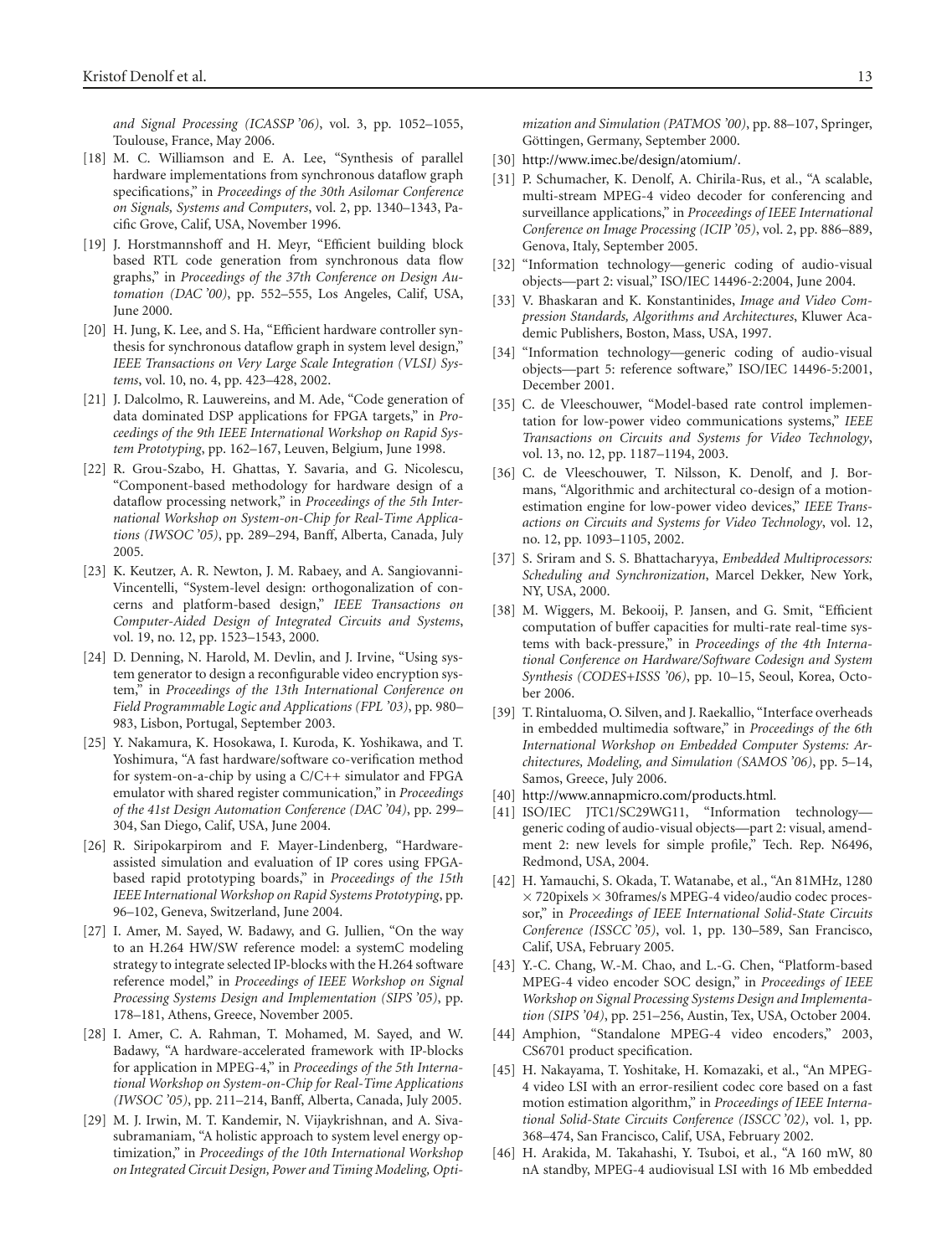*and Signal Processing (ICASSP '06)*, vol. 3, pp. 1052–1055, Toulouse, France, May 2006.

[18] M. C. Williamson and E. A. Lee, "Synthesis of parallel hardware implementations from synchronous dataflow graph specifications," in *Proceedings of the 30th Asilomar Conference on Signals, Systems and Computers*, vol. 2, pp. 1340–1343, Pacific Grove, Calif, USA, November 1996.

[19] J. Horstmannshoff and H. Meyr, "Efficient building block based RTL code generation from synchronous data flow graphs," in *Proceedings of the 37th Conference on Design Automation (DAC '00)*, pp. 552–555, Los Angeles, Calif, USA, June 2000.

[20] H. Jung, K. Lee, and S. Ha, "Efficient hardware controller synthesis for synchronous dataflow graph in system level design," *IEEE Transactions on Very Large Scale Integration (VLSI) Systems*, vol. 10, no. 4, pp. 423–428, 2002.

[21] J. Dalcolmo, R. Lauwereins, and M. Ade, "Code generation of data dominated DSP applications for FPGA targets," in *Proceedings of the 9th IEEE International Workshop on Rapid System Prototyping*, pp. 162–167, Leuven, Belgium, June 1998.

[22] R. Grou-Szabo, H. Ghattas, Y. Savaria, and G. Nicolescu, "Component-based methodology for hardware design of a dataflow processing network," in *Proceedings of the 5th International Workshop on System-on-Chip for Real-Time Applications (IWSOC '05)*, pp. 289–294, Banff, Alberta, Canada, July 2005.

[23] K. Keutzer, A. R. Newton, J. M. Rabaey, and A. Sangiovanni-Vincentelli, "System-level design: orthogonalization of concerns and platform-based design," *IEEE Transactions on Computer-Aided Design of Integrated Circuits and Systems*, vol. 19, no. 12, pp. 1523–1543, 2000.

[24] D. Denning, N. Harold, M. Devlin, and J. Irvine, "Using system generator to design a reconfigurable video encryption system," in *Proceedings of the 13th International Conference on Field Programmable Logic and Applications (FPL '03)*, pp. 980–983, Lisbon, Portugal, September 2003.

[25] Y. Nakamura, K. Hosokawa, I. Kuroda, K. Yoshikawa, and T. Yoshimura, "A fast hardware/software co-verification method for system-on-a-chip by using a C/C++ simulator and FPGA emulator with shared register communication," in *Proceedings of the 41st Design Automation Conference (DAC '04)*, pp. 299–304, San Diego, Calif, USA, June 2004.

[26] R. Siripokarpirom and F. Mayer-Lindenberg, "Hardware-assisted simulation and evaluation of IP cores using FPGA-based rapid prototyping boards," in *Proceedings of the 15th IEEE International Workshop on Rapid Systems Prototyping*, pp. 96–102, Geneva, Switzerland, June 2004.

[27] I. Amer, M. Sayed, W. Badawy, and G. Jullien, "On the way to an H.264 HW/SW reference model: a systemC modeling strategy to integrate selected IP-blocks with the H.264 software reference model," in *Proceedings of IEEE Workshop on Signal Processing Systems Design and Implementation (SIPS '05)*, pp. 178–181, Athens, Greece, November 2005.

[28] I. Amer, C. A. Rahman, T. Mohamed, M. Sayed, and W. Badawy, "A hardware-accelerated framework with IP-blocks for application in MPEG-4," in *Proceedings of the 5th International Workshop on System-on-Chip for Real-Time Applications (IWSOC '05)*, pp. 211–214, Banff, Alberta, Canada, July 2005.

[29] M. J. Irwin, M. T. Kandemir, N. Vijaykrishnan, and A. Sivasubramaniam, "A holistic approach to system level energy optimization," in *Proceedings of the 10th International Workshop on Integrated Circuit Design, Power and Timing Modeling, Optimization and Simulation (PATMOS '00)*, pp. 88–107, Springer, Göttingen, Germany, September 2000.

[30] http://www.imec.be/design/atomium/.

[31] P. Schumacher, K. Denolf, A. Chirila-Rus, et al., "A scalable, multi-stream MPEG-4 video decoder for conferencing and surveillance applications," in *Proceedings of IEEE International Conference on Image Processing (ICIP '05)*, vol. 2, pp. 886–889, Genova, Italy, September 2005.

[32] "Information technology—generic coding of audio-visual objects—part 2: visual," ISO/IEC 14496-2:2004, June 2004.

[33] V. Bhaskaran and K. Konstantinides, *Image and Video Compression Standards, Algorithms and Architectures*, Kluwer Academic Publishers, Boston, Mass, USA, 1997.

[34] "Information technology—generic coding of audio-visual objects—part 5: reference software," ISO/IEC 14496-5:2001, December 2001.

[35] C. de Vleeschouwer, "Model-based rate control implementation for low-power video communications systems," *IEEE Transactions on Circuits and Systems for Video Technology*, vol. 13, no. 12, pp. 1187–1194, 2003.

[36] C. de Vleeschouwer, T. Nilsson, K. Denolf, and J. Bormans, "Algorithmic and architectural co-design of a motion-estimation engine for low-power video devices," *IEEE Transactions on Circuits and Systems for Video Technology*, vol. 12, no. 12, pp. 1093–1105, 2002.

[37] S. Sriram and S. S. Bhattacharyya, *Embedded Multiprocessors: Scheduling and Synchronization*, Marcel Dekker, New York, NY, USA, 2000.

[38] M. Wiggers, M. Bekooij, P. Jansen, and G. Smit, "Efficient computation of buffer capacities for multi-rate real-time systems with back-pressure," in *Proceedings of the 4th International Conference on Hardware/Software Codesign and System Synthesis (CODES+ISSS '06)*, pp. 10–15, Seoul, Korea, October 2006.

[39] T. Rintaluoma, O. Silven, and J. Raekallio, "Interface overheads in embedded multimedia software," in *Proceedings of the 6th International Workshop on Embedded Computer Systems: Architectures, Modeling, and Simulation (SAMOS '06)*, pp. 5–14, Samos, Greece, July 2006.

[40] http://www.annapmicro.com/products.html.

[41] ISO/IEC JTC1/SC29WG11, "Information technology—generic coding of audio-visual objects—part 2: visual, amendment 2: new levels for simple profile," Tech. Rep. N6496, Redmond, USA, 2004.

[42] H. Yamauchi, S. Okada, T. Watanabe, et al., "An 81MHz, 1280 × 720pixels × 30frames/s MPEG-4 video/audio codec processor," in *Proceedings of IEEE International Solid-State Circuits Conference (ISSCC '05)*, vol. 1, pp. 130–589, San Francisco, Calif, USA, February 2005.

[43] Y.-C. Chang, W.-M. Chao, and L.-G. Chen, "Platform-based MPEG-4 video encoder SOC design," in *Proceedings of IEEE Workshop on Signal Processing Systems Design and Implementation (SIPS '04)*, pp. 251–256, Austin, Tex, USA, October 2004.

[44] Amphion, "Standalone MPEG-4 video encoders," 2003, CS6701 product specification.

[45] H. Nakayama, T. Yoshitake, H. Komazaki, et al., "An MPEG-4 video LSI with an error-resilient codec core based on a fast motion estimation algorithm," in *Proceedings of IEEE International Solid-State Circuits Conference (ISSCC '02)*, vol. 1, pp. 368–474, San Francisco, Calif, USA, February 2002.

[46] H. Arakida, M. Takahashi, Y. Tsuboi, et al., "A 160 mW, 80 nA standby, MPEG-4 audiovisual LSI with 16 Mb embedded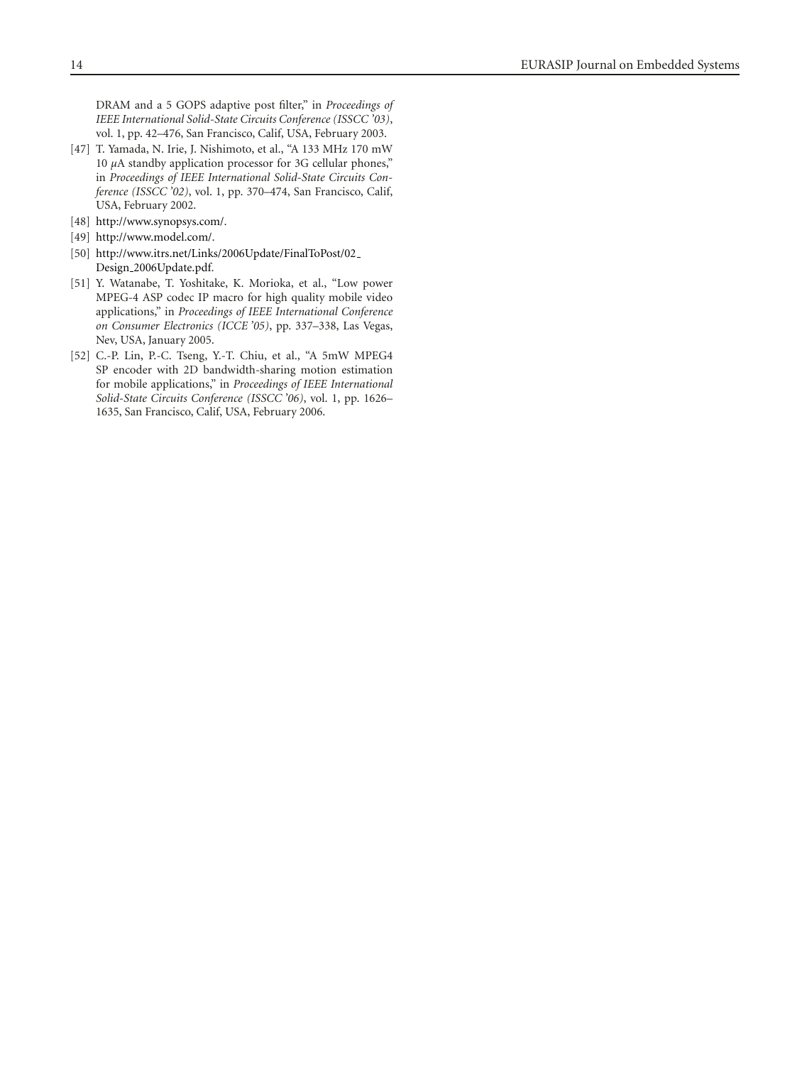DRAM and a 5 GOPS adaptive post filter," in *Proceedings of IEEE International Solid-State Circuits Conference (ISSCC '03)*, vol. 1, pp. 42–476, San Francisco, Calif, USA, February 2003.

[47] T. Yamada, N. Irie, J. Nishimoto, et al., "A 133 MHz 170 mW 10 $\mu$A standby application processor for 3G cellular phones," in *Proceedings of IEEE International Solid-State Circuits Conference (ISSCC '02)*, vol. 1, pp. 370–474, San Francisco, Calif, USA, February 2002.

[48] http://www.synopsys.com/.

[49] http://www.model.com/.

[50] http://www.itrs.net/Links/2006Update/FinalToPost/02_Design_2006Update.pdf.

[51] Y. Watanabe, T. Yoshitake, K. Morioka, et al., "Low power MPEG-4 ASP codec IP macro for high quality mobile video applications," in *Proceedings of IEEE International Conference on Consumer Electronics (ICCE '05)*, pp. 337–338, Las Vegas, Nev, USA, January 2005.

[52] C.-P. Lin, P.-C. Tseng, Y.-T. Chiu, et al., "A 5mW MPEG4 SP encoder with 2D bandwidth-sharing motion estimation for mobile applications," in *Proceedings of IEEE International Solid-State Circuits Conference (ISSCC '06)*, vol. 1, pp. 1626–1635, San Francisco, Calif, USA, February 2006.